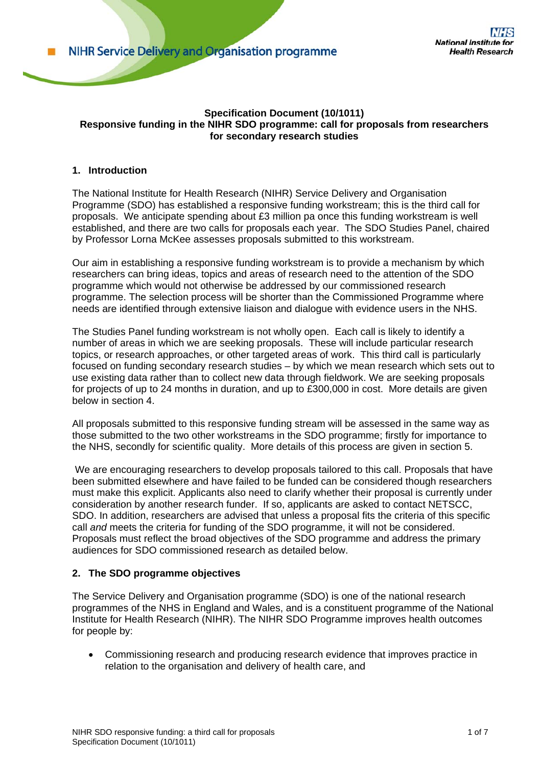**Specification Document (10/1011)**
**Responsive funding in the NIHR SDO programme: call for proposals from researchers for secondary research studies**

## 1. Introduction

The National Institute for Health Research (NIHR) Service Delivery and Organisation Programme (SDO) has established a responsive funding workstream; this is the third call for proposals. We anticipate spending about £3 million pa once this funding workstream is well established, and there are two calls for proposals each year. The SDO Studies Panel, chaired by Professor Lorna McKee assesses proposals submitted to this workstream.

Our aim in establishing a responsive funding workstream is to provide a mechanism by which researchers can bring ideas, topics and areas of research need to the attention of the SDO programme which would not otherwise be addressed by our commissioned research programme. The selection process will be shorter than the Commissioned Programme where needs are identified through extensive liaison and dialogue with evidence users in the NHS.

The Studies Panel funding workstream is not wholly open. Each call is likely to identify a number of areas in which we are seeking proposals. These will include particular research topics, or research approaches, or other targeted areas of work. This third call is particularly focused on funding secondary research studies – by which we mean research which sets out to use existing data rather than to collect new data through fieldwork. We are seeking proposals for projects of up to 24 months in duration, and up to £300,000 in cost. More details are given below in section 4.

All proposals submitted to this responsive funding stream will be assessed in the same way as those submitted to the two other workstreams in the SDO programme; firstly for importance to the NHS, secondly for scientific quality. More details of this process are given in section 5.

We are encouraging researchers to develop proposals tailored to this call. Proposals that have been submitted elsewhere and have failed to be funded can be considered though researchers must make this explicit. Applicants also need to clarify whether their proposal is currently under consideration by another research funder. If so, applicants are asked to contact NETSCC, SDO. In addition, researchers are advised that unless a proposal fits the criteria of this specific call *and* meets the criteria for funding of the SDO programme, it will not be considered. Proposals must reflect the broad objectives of the SDO programme and address the primary audiences for SDO commissioned research as detailed below.

## 2. The SDO programme objectives

The Service Delivery and Organisation programme (SDO) is one of the national research programmes of the NHS in England and Wales, and is a constituent programme of the National Institute for Health Research (NIHR). The NIHR SDO Programme improves health outcomes for people by:

- Commissioning research and producing research evidence that improves practice in relation to the organisation and delivery of health care, and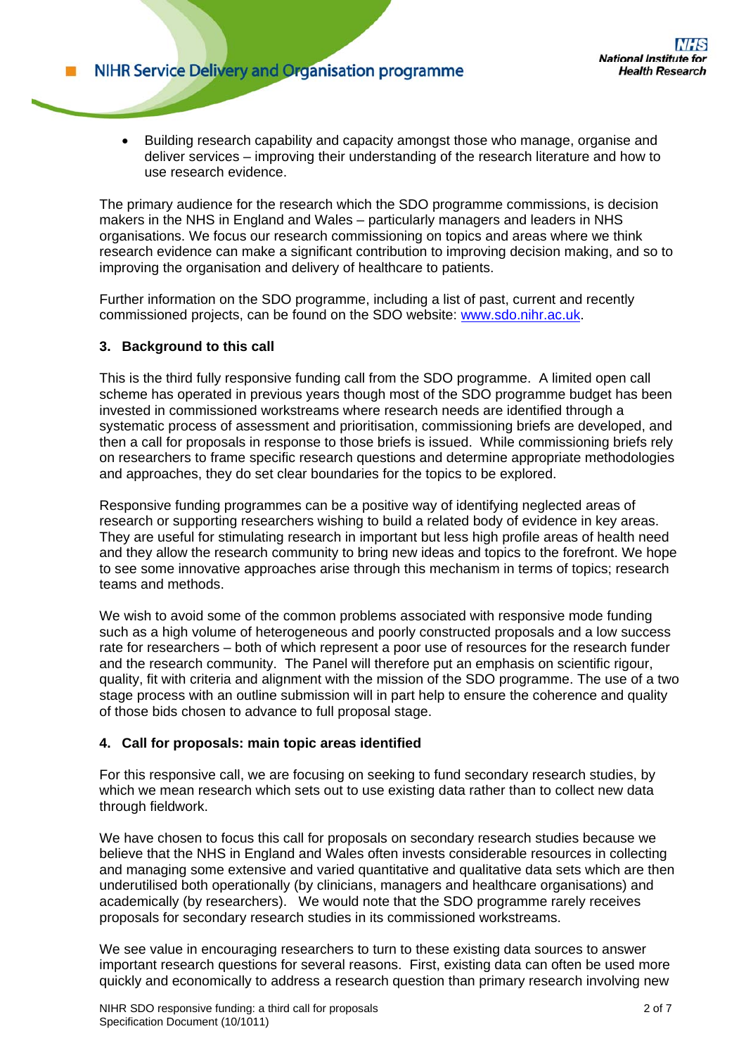- Building research capability and capacity amongst those who manage, organise and deliver services – improving their understanding of the research literature and how to use research evidence.

The primary audience for the research which the SDO programme commissions, is decision makers in the NHS in England and Wales – particularly managers and leaders in NHS organisations. We focus our research commissioning on topics and areas where we think research evidence can make a significant contribution to improving decision making, and so to improving the organisation and delivery of healthcare to patients.

Further information on the SDO programme, including a list of past, current and recently commissioned projects, can be found on the SDO website: www.sdo.nihr.ac.uk.

## 3. Background to this call

This is the third fully responsive funding call from the SDO programme. A limited open call scheme has operated in previous years though most of the SDO programme budget has been invested in commissioned workstreams where research needs are identified through a systematic process of assessment and prioritisation, commissioning briefs are developed, and then a call for proposals in response to those briefs is issued. While commissioning briefs rely on researchers to frame specific research questions and determine appropriate methodologies and approaches, they do set clear boundaries for the topics to be explored.

Responsive funding programmes can be a positive way of identifying neglected areas of research or supporting researchers wishing to build a related body of evidence in key areas. They are useful for stimulating research in important but less high profile areas of health need and they allow the research community to bring new ideas and topics to the forefront. We hope to see some innovative approaches arise through this mechanism in terms of topics; research teams and methods.

We wish to avoid some of the common problems associated with responsive mode funding such as a high volume of heterogeneous and poorly constructed proposals and a low success rate for researchers – both of which represent a poor use of resources for the research funder and the research community. The Panel will therefore put an emphasis on scientific rigour, quality, fit with criteria and alignment with the mission of the SDO programme. The use of a two stage process with an outline submission will in part help to ensure the coherence and quality of those bids chosen to advance to full proposal stage.

## 4. Call for proposals: main topic areas identified

For this responsive call, we are focusing on seeking to fund secondary research studies, by which we mean research which sets out to use existing data rather than to collect new data through fieldwork.

We have chosen to focus this call for proposals on secondary research studies because we believe that the NHS in England and Wales often invests considerable resources in collecting and managing some extensive and varied quantitative and qualitative data sets which are then underutilised both operationally (by clinicians, managers and healthcare organisations) and academically (by researchers). We would note that the SDO programme rarely receives proposals for secondary research studies in its commissioned workstreams.

We see value in encouraging researchers to turn to these existing data sources to answer important research questions for several reasons. First, existing data can often be used more quickly and economically to address a research question than primary research involving new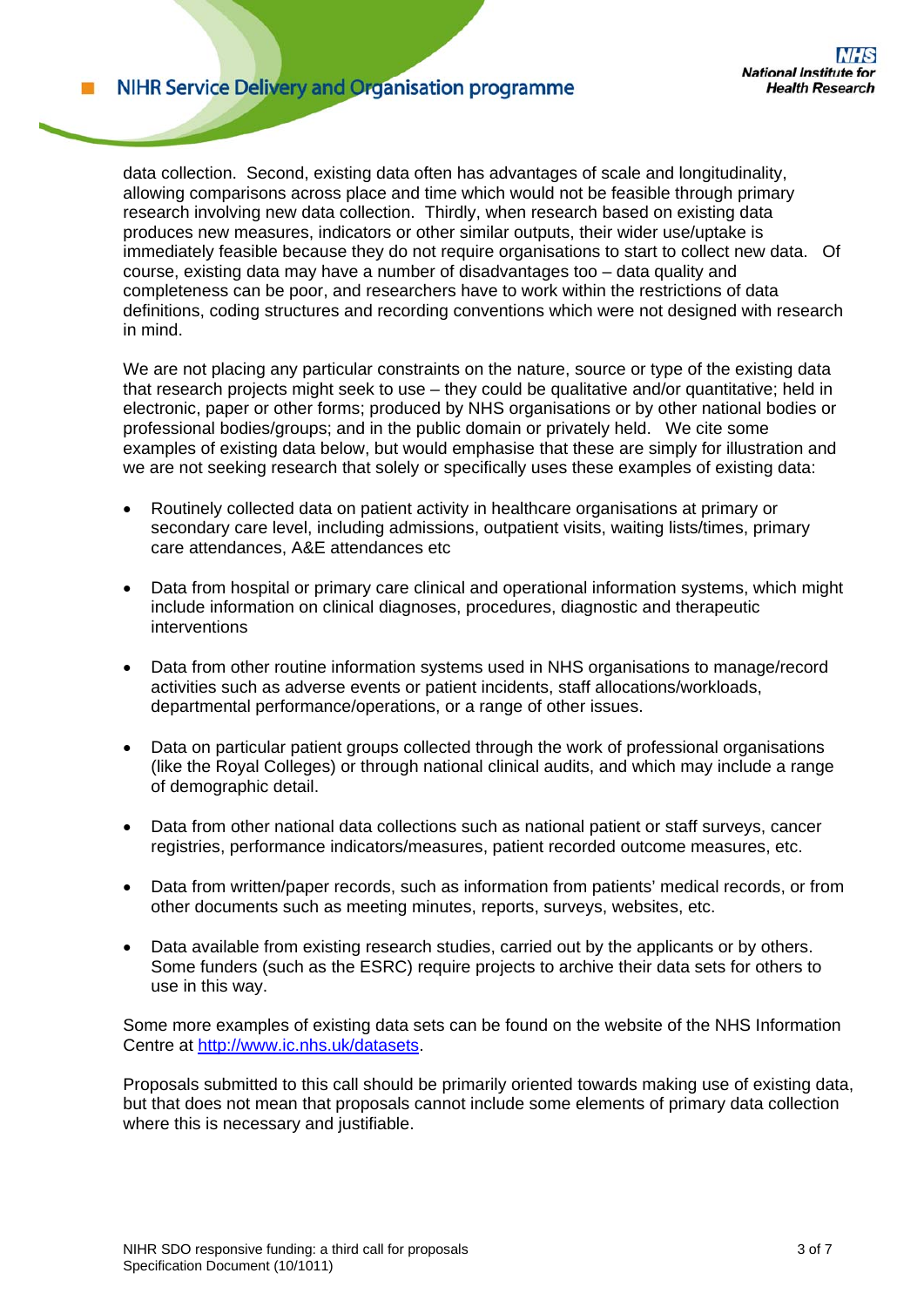data collection. Second, existing data often has advantages of scale and longitudinality, allowing comparisons across place and time which would not be feasible through primary research involving new data collection. Thirdly, when research based on existing data produces new measures, indicators or other similar outputs, their wider use/uptake is immediately feasible because they do not require organisations to start to collect new data. Of course, existing data may have a number of disadvantages too – data quality and completeness can be poor, and researchers have to work within the restrictions of data definitions, coding structures and recording conventions which were not designed with research in mind.

We are not placing any particular constraints on the nature, source or type of the existing data that research projects might seek to use – they could be qualitative and/or quantitative; held in electronic, paper or other forms; produced by NHS organisations or by other national bodies or professional bodies/groups; and in the public domain or privately held. We cite some examples of existing data below, but would emphasise that these are simply for illustration and we are not seeking research that solely or specifically uses these examples of existing data:

- Routinely collected data on patient activity in healthcare organisations at primary or secondary care level, including admissions, outpatient visits, waiting lists/times, primary care attendances, A&E attendances etc
- Data from hospital or primary care clinical and operational information systems, which might include information on clinical diagnoses, procedures, diagnostic and therapeutic interventions
- Data from other routine information systems used in NHS organisations to manage/record activities such as adverse events or patient incidents, staff allocations/workloads, departmental performance/operations, or a range of other issues.
- Data on particular patient groups collected through the work of professional organisations (like the Royal Colleges) or through national clinical audits, and which may include a range of demographic detail.
- Data from other national data collections such as national patient or staff surveys, cancer registries, performance indicators/measures, patient recorded outcome measures, etc.
- Data from written/paper records, such as information from patients' medical records, or from other documents such as meeting minutes, reports, surveys, websites, etc.
- Data available from existing research studies, carried out by the applicants or by others. Some funders (such as the ESRC) require projects to archive their data sets for others to use in this way.

Some more examples of existing data sets can be found on the website of the NHS Information Centre at http://www.ic.nhs.uk/datasets.

Proposals submitted to this call should be primarily oriented towards making use of existing data, but that does not mean that proposals cannot include some elements of primary data collection where this is necessary and justifiable.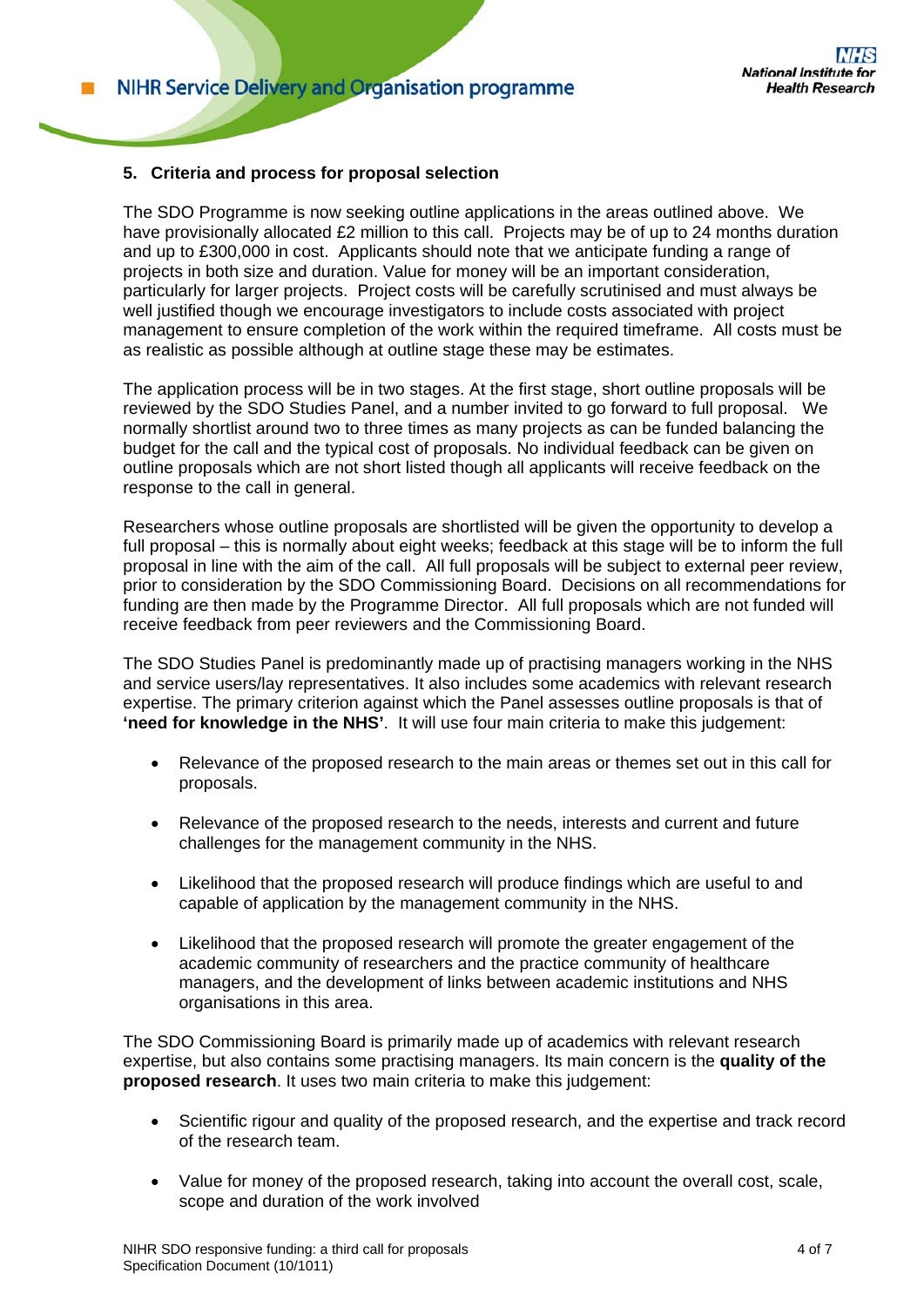## 5. Criteria and process for proposal selection

The SDO Programme is now seeking outline applications in the areas outlined above. We have provisionally allocated £2 million to this call. Projects may be of up to 24 months duration and up to £300,000 in cost. Applicants should note that we anticipate funding a range of projects in both size and duration. Value for money will be an important consideration, particularly for larger projects. Project costs will be carefully scrutinised and must always be well justified though we encourage investigators to include costs associated with project management to ensure completion of the work within the required timeframe. All costs must be as realistic as possible although at outline stage these may be estimates.

The application process will be in two stages. At the first stage, short outline proposals will be reviewed by the SDO Studies Panel, and a number invited to go forward to full proposal. We normally shortlist around two to three times as many projects as can be funded balancing the budget for the call and the typical cost of proposals. No individual feedback can be given on outline proposals which are not short listed though all applicants will receive feedback on the response to the call in general.

Researchers whose outline proposals are shortlisted will be given the opportunity to develop a full proposal – this is normally about eight weeks; feedback at this stage will be to inform the full proposal in line with the aim of the call. All full proposals will be subject to external peer review, prior to consideration by the SDO Commissioning Board. Decisions on all recommendations for funding are then made by the Programme Director. All full proposals which are not funded will receive feedback from peer reviewers and the Commissioning Board.

The SDO Studies Panel is predominantly made up of practising managers working in the NHS and service users/lay representatives. It also includes some academics with relevant research expertise. The primary criterion against which the Panel assesses outline proposals is that of **'need for knowledge in the NHS'**. It will use four main criteria to make this judgement:

- Relevance of the proposed research to the main areas or themes set out in this call for proposals.
- Relevance of the proposed research to the needs, interests and current and future challenges for the management community in the NHS.
- Likelihood that the proposed research will produce findings which are useful to and capable of application by the management community in the NHS.
- Likelihood that the proposed research will promote the greater engagement of the academic community of researchers and the practice community of healthcare managers, and the development of links between academic institutions and NHS organisations in this area.

The SDO Commissioning Board is primarily made up of academics with relevant research expertise, but also contains some practising managers. Its main concern is the **quality of the proposed research**. It uses two main criteria to make this judgement:

- Scientific rigour and quality of the proposed research, and the expertise and track record of the research team.
- Value for money of the proposed research, taking into account the overall cost, scale, scope and duration of the work involved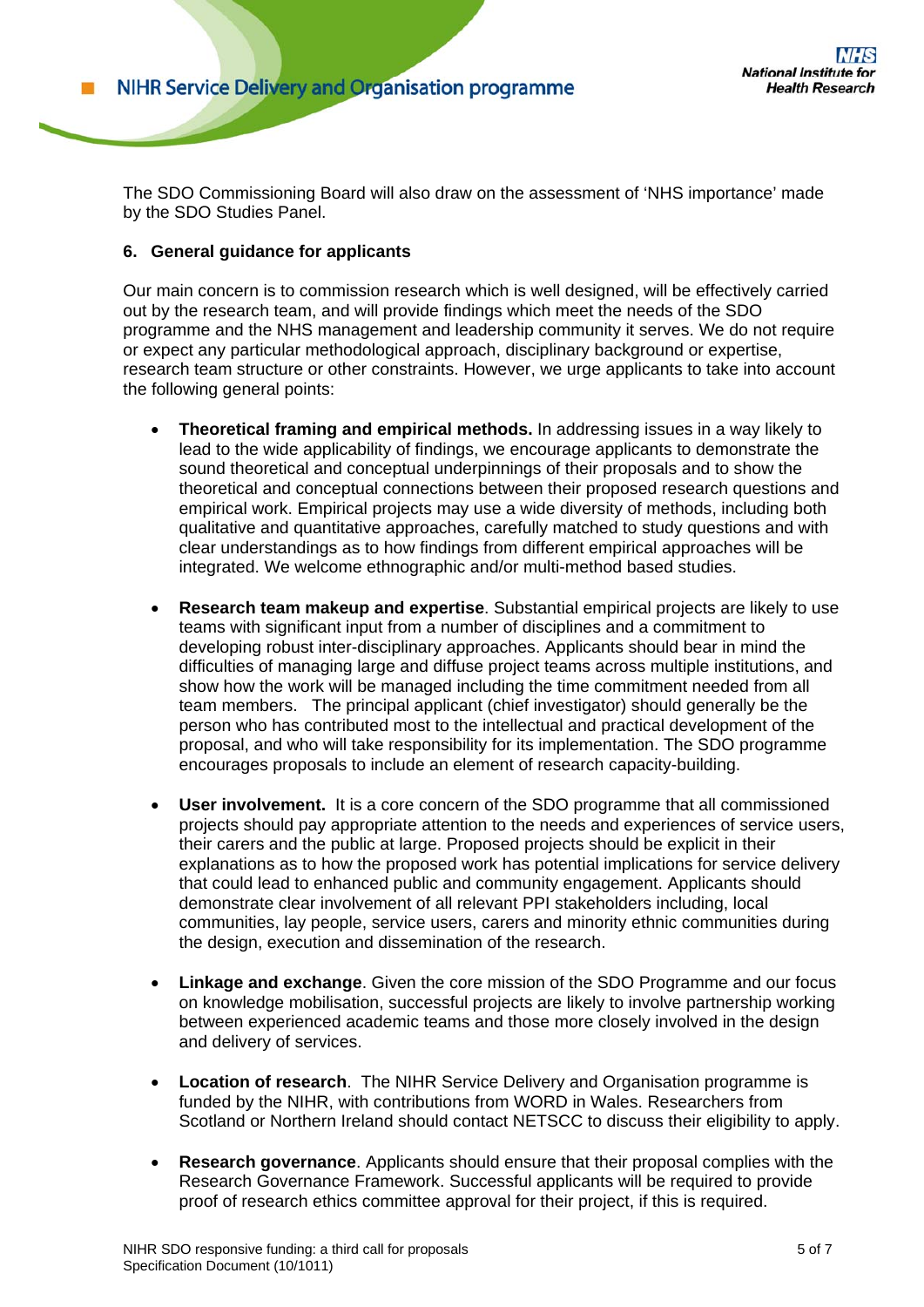The SDO Commissioning Board will also draw on the assessment of 'NHS importance' made by the SDO Studies Panel.

### 6. General guidance for applicants

Our main concern is to commission research which is well designed, will be effectively carried out by the research team, and will provide findings which meet the needs of the SDO programme and the NHS management and leadership community it serves. We do not require or expect any particular methodological approach, disciplinary background or expertise, research team structure or other constraints. However, we urge applicants to take into account the following general points:

- **Theoretical framing and empirical methods.** In addressing issues in a way likely to lead to the wide applicability of findings, we encourage applicants to demonstrate the sound theoretical and conceptual underpinnings of their proposals and to show the theoretical and conceptual connections between their proposed research questions and empirical work. Empirical projects may use a wide diversity of methods, including both qualitative and quantitative approaches, carefully matched to study questions and with clear understandings as to how findings from different empirical approaches will be integrated. We welcome ethnographic and/or multi-method based studies.

- **Research team makeup and expertise**. Substantial empirical projects are likely to use teams with significant input from a number of disciplines and a commitment to developing robust inter-disciplinary approaches. Applicants should bear in mind the difficulties of managing large and diffuse project teams across multiple institutions, and show how the work will be managed including the time commitment needed from all team members. The principal applicant (chief investigator) should generally be the person who has contributed most to the intellectual and practical development of the proposal, and who will take responsibility for its implementation. The SDO programme encourages proposals to include an element of research capacity-building.

- **User involvement.** It is a core concern of the SDO programme that all commissioned projects should pay appropriate attention to the needs and experiences of service users, their carers and the public at large. Proposed projects should be explicit in their explanations as to how the proposed work has potential implications for service delivery that could lead to enhanced public and community engagement. Applicants should demonstrate clear involvement of all relevant PPI stakeholders including, local communities, lay people, service users, carers and minority ethnic communities during the design, execution and dissemination of the research.

- **Linkage and exchange**. Given the core mission of the SDO Programme and our focus on knowledge mobilisation, successful projects are likely to involve partnership working between experienced academic teams and those more closely involved in the design and delivery of services.

- **Location of research**. The NIHR Service Delivery and Organisation programme is funded by the NIHR, with contributions from WORD in Wales. Researchers from Scotland or Northern Ireland should contact NETSCC to discuss their eligibility to apply.

- **Research governance**. Applicants should ensure that their proposal complies with the Research Governance Framework. Successful applicants will be required to provide proof of research ethics committee approval for their project, if this is required.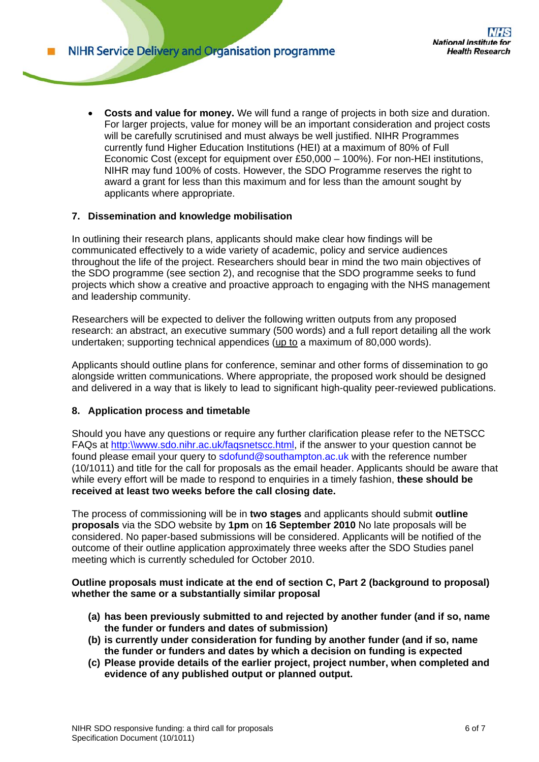- **Costs and value for money.** We will fund a range of projects in both size and duration. For larger projects, value for money will be an important consideration and project costs will be carefully scrutinised and must always be well justified. NIHR Programmes currently fund Higher Education Institutions (HEI) at a maximum of 80% of Full Economic Cost (except for equipment over £50,000 – 100%). For non-HEI institutions, NIHR may fund 100% of costs. However, the SDO Programme reserves the right to award a grant for less than this maximum and for less than the amount sought by applicants where appropriate.

## 7. Dissemination and knowledge mobilisation

In outlining their research plans, applicants should make clear how findings will be communicated effectively to a wide variety of academic, policy and service audiences throughout the life of the project. Researchers should bear in mind the two main objectives of the SDO programme (see section 2), and recognise that the SDO programme seeks to fund projects which show a creative and proactive approach to engaging with the NHS management and leadership community.

Researchers will be expected to deliver the following written outputs from any proposed research: an abstract, an executive summary (500 words) and a full report detailing all the work undertaken; supporting technical appendices (up to a maximum of 80,000 words).

Applicants should outline plans for conference, seminar and other forms of dissemination to go alongside written communications. Where appropriate, the proposed work should be designed and delivered in a way that is likely to lead to significant high-quality peer-reviewed publications.

## 8. Application process and timetable

Should you have any questions or require any further clarification please refer to the NETSCC FAQs at http:\\www.sdo.nihr.ac.uk/faqsnetscc.html, if the answer to your question cannot be found please email your query to sdofund@southampton.ac.uk with the reference number (10/1011) and title for the call for proposals as the email header. Applicants should be aware that while every effort will be made to respond to enquiries in a timely fashion, **these should be received at least two weeks before the call closing date.**

The process of commissioning will be in **two stages** and applicants should submit **outline proposals** via the SDO website by **1pm** on **16 September 2010** No late proposals will be considered. No paper-based submissions will be considered. Applicants will be notified of the outcome of their outline application approximately three weeks after the SDO Studies panel meeting which is currently scheduled for October 2010.

**Outline proposals must indicate at the end of section C, Part 2 (background to proposal) whether the same or a substantially similar proposal**

- **(a) has been previously submitted to and rejected by another funder (and if so, name the funder or funders and dates of submission)**
- **(b) is currently under consideration for funding by another funder (and if so, name the funder or funders and dates by which a decision on funding is expected**
- **(c) Please provide details of the earlier project, project number, when completed and evidence of any published output or planned output.**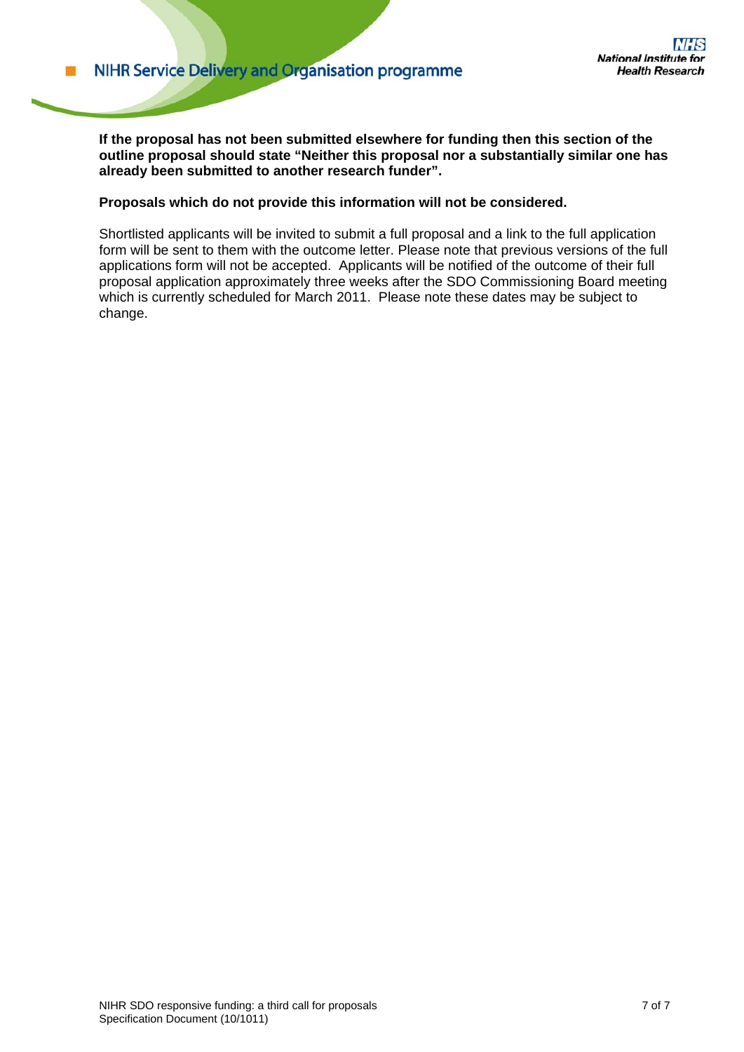**If the proposal has not been submitted elsewhere for funding then this section of the outline proposal should state "Neither this proposal nor a substantially similar one has already been submitted to another research funder".**

**Proposals which do not provide this information will not be considered.**

Shortlisted applicants will be invited to submit a full proposal and a link to the full application form will be sent to them with the outcome letter. Please note that previous versions of the full applications form will not be accepted. Applicants will be notified of the outcome of their full proposal application approximately three weeks after the SDO Commissioning Board meeting which is currently scheduled for March 2011. Please note these dates may be subject to change.